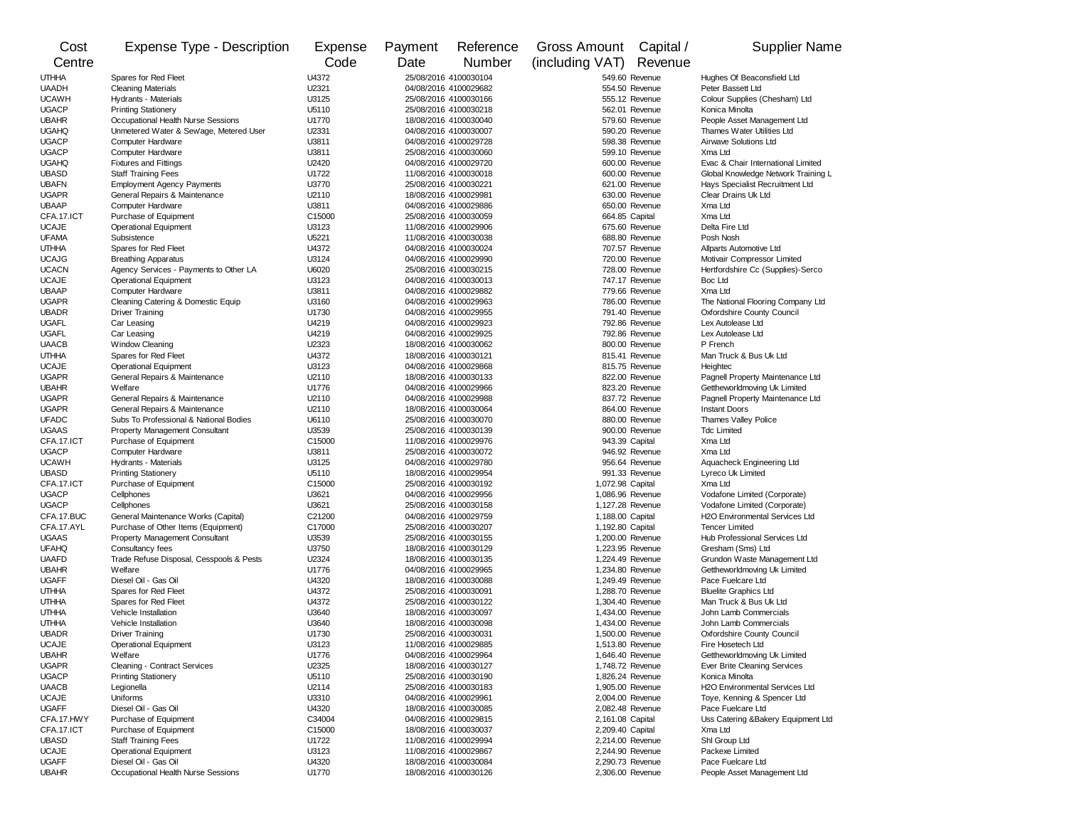| Cost Centre | Expense Type - Description | Expense Code | Payment Date | Reference Number | Gross Amount (including VAT) | Capital / Revenue | Supplier Name |
|---|---|---|---|---|---|---|---|
| UTHHA | Spares for Red Fleet | U4372 | 25/08/2016 | 4100030104 | 549.60 | Revenue | Hughes Of Beaconsfield Ltd |
| UAADH | Cleaning Materials | U2321 | 04/08/2016 | 4100029682 | 554.50 | Revenue | Peter Bassett Ltd |
| UCAWH | Hydrants - Materials | U3125 | 25/08/2016 | 4100030166 | 555.12 | Revenue | Colour Supplies (Chesham) Ltd |
| UGACP | Printing Stationery | U5110 | 25/08/2016 | 4100030218 | 562.01 | Revenue | Konica Minolta |
| UBAHR | Occupational Health Nurse Sessions | U1770 | 18/08/2016 | 4100030040 | 579.60 | Revenue | People Asset Management Ltd |
| UGAHQ | Unmetered Water & Sewage, Metered User | U2331 | 04/08/2016 | 4100030007 | 590.20 | Revenue | Thames Water Utilities Ltd |
| UGACP | Computer Hardware | U3811 | 04/08/2016 | 4100029728 | 598.38 | Revenue | Airwave Solutions Ltd |
| UGACP | Computer Hardware | U3811 | 25/08/2016 | 4100030060 | 599.10 | Revenue | Xma Ltd |
| UGAHQ | Fixtures and Fittings | U2420 | 04/08/2016 | 4100029720 | 600.00 | Revenue | Evac & Chair International Limited |
| UBASD | Staff Training Fees | U1722 | 11/08/2016 | 4100030018 | 600.00 | Revenue | Global Knowledge Network Training L |
| UBAFN | Employment Agency Payments | U3770 | 25/08/2016 | 4100030221 | 621.00 | Revenue | Hays Specialist Recruitment Ltd |
| UGAPR | General Repairs & Maintenance | U2110 | 18/08/2016 | 4100029981 | 630.00 | Revenue | Clear Drains Uk Ltd |
| UBAAP | Computer Hardware | U3811 | 04/08/2016 | 4100029886 | 650.00 | Revenue | Xma Ltd |
| CFA.17.ICT | Purchase of Equipment | C15000 | 25/08/2016 | 4100030059 | 664.85 | Capital | Xma Ltd |
| UCAJE | Operational Equipment | U3123 | 11/08/2016 | 4100029906 | 675.60 | Revenue | Delta Fire Ltd |
| UFAMA | Subsistence | U5221 | 11/08/2016 | 4100030038 | 688.80 | Revenue | Posh Nosh |
| UTHHA | Spares for Red Fleet | U4372 | 04/08/2016 | 4100030024 | 707.57 | Revenue | Allparts Automotive Ltd |
| UCAJG | Breathing Apparatus | U3124 | 04/08/2016 | 4100029990 | 720.00 | Revenue | Motivair Compressor Limited |
| UCACN | Agency Services - Payments to Other LA | U6020 | 25/08/2016 | 4100030215 | 728.00 | Revenue | Hertfordshire Cc (Supplies)-Serco |
| UCAJE | Operational Equipment | U3123 | 04/08/2016 | 4100030013 | 747.17 | Revenue | Boc Ltd |
| UBAAP | Computer Hardware | U3811 | 04/08/2016 | 4100029882 | 779.66 | Revenue | Xma Ltd |
| UGAPR | Cleaning Catering & Domestic Equip | U3160 | 04/08/2016 | 4100029963 | 786.00 | Revenue | The National Flooring Company Ltd |
| UBADR | Driver Training | U1730 | 04/08/2016 | 4100029955 | 791.40 | Revenue | Oxfordshire County Council |
| UGAFL | Car Leasing | U4219 | 04/08/2016 | 4100029923 | 792.86 | Revenue | Lex Autolease Ltd |
| UGAFL | Car Leasing | U4219 | 04/08/2016 | 4100029925 | 792.86 | Revenue | Lex Autolease Ltd |
| UAACB | Window Cleaning | U2323 | 18/08/2016 | 4100030062 | 800.00 | Revenue | P French |
| UTHHA | Spares for Red Fleet | U4372 | 18/08/2016 | 4100030121 | 815.41 | Revenue | Man Truck & Bus Uk Ltd |
| UCAJE | Operational Equipment | U3123 | 04/08/2016 | 4100029868 | 815.75 | Revenue | Heightec |
| UGAPR | General Repairs & Maintenance | U2110 | 18/08/2016 | 4100030133 | 822.00 | Revenue | Pagnell Property Maintenance Ltd |
| UBAHR | Welfare | U1776 | 04/08/2016 | 4100029966 | 823.20 | Revenue | Gettheworldmoving Uk Limited |
| UGAPR | General Repairs & Maintenance | U2110 | 04/08/2016 | 4100029988 | 837.72 | Revenue | Pagnell Property Maintenance Ltd |
| UGAPR | General Repairs & Maintenance | U2110 | 18/08/2016 | 4100030064 | 864.00 | Revenue | Instant Doors |
| UFADC | Subs To Professional & National Bodies | U6110 | 25/08/2016 | 4100030070 | 880.00 | Revenue | Thames Valley Police |
| UGAAS | Property Management Consultant | U3539 | 25/08/2016 | 4100030139 | 900.00 | Revenue | Tdc Limited |
| CFA.17.ICT | Purchase of Equipment | C15000 | 11/08/2016 | 4100029976 | 943.39 | Capital | Xma Ltd |
| UGACP | Computer Hardware | U3811 | 25/08/2016 | 4100030072 | 946.92 | Revenue | Xma Ltd |
| UCAWH | Hydrants - Materials | U3125 | 04/08/2016 | 4100029780 | 956.64 | Revenue | Aquacheck Engineering Ltd |
| UBASD | Printing Stationery | U5110 | 18/08/2016 | 4100029954 | 991.33 | Revenue | Lyreco Uk Limited |
| CFA.17.ICT | Purchase of Equipment | C15000 | 25/08/2016 | 4100030192 | 1,072.98 | Capital | Xma Ltd |
| UGACP | Cellphones | U3621 | 04/08/2016 | 4100029956 | 1,086.96 | Revenue | Vodafone Limited (Corporate) |
| UGACP | Cellphones | U3621 | 25/08/2016 | 4100030158 | 1,127.28 | Revenue | Vodafone Limited (Corporate) |
| CFA.17.BUC | General Maintenance Works (Capital) | C21200 | 04/08/2016 | 4100029759 | 1,188.00 | Capital | H2O Environmental Services Ltd |
| CFA.17.AYL | Purchase of Other Items (Equipment) | C17000 | 25/08/2016 | 4100030207 | 1,192.80 | Capital | Tencer Limited |
| UGAAS | Property Management Consultant | U3539 | 25/08/2016 | 4100030155 | 1,200.00 | Revenue | Hub Professional Services Ltd |
| UFAHQ | Consultancy fees | U3750 | 18/08/2016 | 4100030129 | 1,223.95 | Revenue | Gresham (Sms) Ltd |
| UAAFD | Trade Refuse Disposal, Cesspools & Pests | U2324 | 18/08/2016 | 4100030135 | 1,224.49 | Revenue | Grundon Waste Management Ltd |
| UBAHR | Welfare | U1776 | 04/08/2016 | 4100029965 | 1,234.80 | Revenue | Gettheworldmoving Uk Limited |
| UGAFF | Diesel Oil - Gas Oil | U4320 | 18/08/2016 | 4100030088 | 1,249.49 | Revenue | Pace Fuelcare Ltd |
| UTHHA | Spares for Red Fleet | U4372 | 25/08/2016 | 4100030091 | 1,288.70 | Revenue | Bluelite Graphics Ltd |
| UTHHA | Spares for Red Fleet | U4372 | 25/08/2016 | 4100030122 | 1,304.40 | Revenue | Man Truck & Bus Uk Ltd |
| UTHHA | Vehicle Installation | U3640 | 18/08/2016 | 4100030097 | 1,434.00 | Revenue | John Lamb Commercials |
| UTHHA | Vehicle Installation | U3640 | 18/08/2016 | 4100030098 | 1,434.00 | Revenue | John Lamb Commercials |
| UBADR | Driver Training | U1730 | 25/08/2016 | 4100030031 | 1,500.00 | Revenue | Oxfordshire County Council |
| UCAJE | Operational Equipment | U3123 | 11/08/2016 | 4100029885 | 1,513.80 | Revenue | Fire Hosetech Ltd |
| UBAHR | Welfare | U1776 | 04/08/2016 | 4100029964 | 1,646.40 | Revenue | Gettheworldmoving Uk Limited |
| UGAPR | Cleaning - Contract Services | U2325 | 18/08/2016 | 4100030127 | 1,748.72 | Revenue | Ever Brite Cleaning Services |
| UGACP | Printing Stationery | U5110 | 25/08/2016 | 4100030190 | 1,826.24 | Revenue | Konica Minolta |
| UAACB | Legionella | U2114 | 25/08/2016 | 4100030183 | 1,905.00 | Revenue | H2O Environmental Services Ltd |
| UCAJE | Uniforms | U3310 | 04/08/2016 | 4100029961 | 2,004.00 | Revenue | Toye, Kenning & Spencer Ltd |
| UGAFF | Diesel Oil - Gas Oil | U4320 | 18/08/2016 | 4100030085 | 2,082.48 | Revenue | Pace Fuelcare Ltd |
| CFA.17.HWY | Purchase of Equipment | C34004 | 04/08/2016 | 4100029815 | 2,161.08 | Capital | Uss Catering &Bakery Equipment Ltd |
| CFA.17.ICT | Purchase of Equipment | C15000 | 18/08/2016 | 4100030037 | 2,209.40 | Capital | Xma Ltd |
| UBASD | Staff Training Fees | U1722 | 11/08/2016 | 4100029994 | 2,214.00 | Revenue | Shl Group Ltd |
| UCAJE | Operational Equipment | U3123 | 11/08/2016 | 4100029867 | 2,244.90 | Revenue | Packexe Limited |
| UGAFF | Diesel Oil - Gas Oil | U4320 | 18/08/2016 | 4100030084 | 2,290.73 | Revenue | Pace Fuelcare Ltd |
| UBAHR | Occupational Health Nurse Sessions | U1770 | 18/08/2016 | 4100030126 | 2,306.00 | Revenue | People Asset Management Ltd |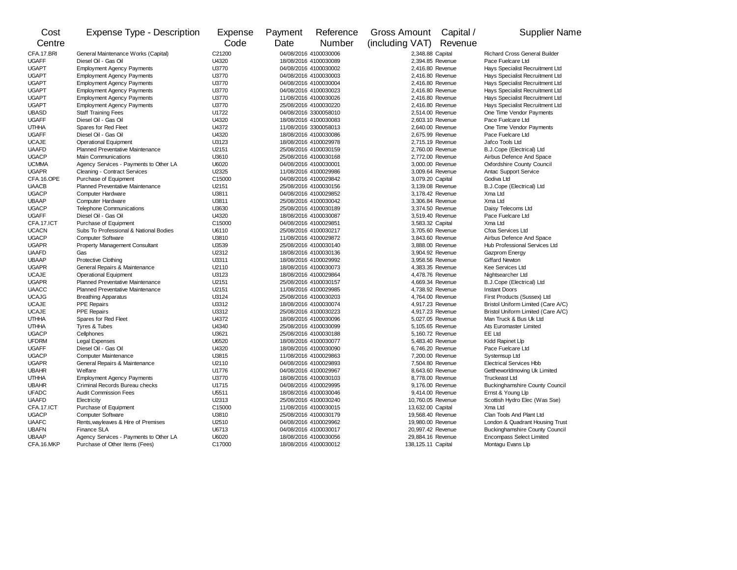| Cost Centre | Expense Type - Description | Expense Code | Payment Date | Reference Number | Gross Amount (including VAT) | Capital / Revenue | Supplier Name |
|---|---|---|---|---|---|---|---|
| CFA.17.BRI | General Maintenance Works (Capital) | C21200 | 04/08/2016 | 4100030006 | 2,348.88 | Capital | Richard Cross General Builder |
| UGAFF | Diesel Oil - Gas Oil | U4320 | 18/08/2016 | 4100030089 | 2,394.85 | Revenue | Pace Fuelcare Ltd |
| UGAPT | Employment Agency Payments | U3770 | 04/08/2016 | 4100030002 | 2,416.80 | Revenue | Hays Specialist Recruitment Ltd |
| UGAPT | Employment Agency Payments | U3770 | 04/08/2016 | 4100030003 | 2,416.80 | Revenue | Hays Specialist Recruitment Ltd |
| UGAPT | Employment Agency Payments | U3770 | 04/08/2016 | 4100030004 | 2,416.80 | Revenue | Hays Specialist Recruitment Ltd |
| UGAPT | Employment Agency Payments | U3770 | 04/08/2016 | 4100030023 | 2,416.80 | Revenue | Hays Specialist Recruitment Ltd |
| UGAPT | Employment Agency Payments | U3770 | 11/08/2016 | 4100030026 | 2,416.80 | Revenue | Hays Specialist Recruitment Ltd |
| UGAPT | Employment Agency Payments | U3770 | 25/08/2016 | 4100030220 | 2,416.80 | Revenue | Hays Specialist Recruitment Ltd |
| UBASD | Staff Training Fees | U1722 | 04/08/2016 | 3300058010 | 2,514.00 | Revenue | One Time Vendor Payments |
| UGAFF | Diesel Oil - Gas Oil | U4320 | 18/08/2016 | 4100030083 | 2,603.10 | Revenue | Pace Fuelcare Ltd |
| UTHHA | Spares for Red Fleet | U4372 | 11/08/2016 | 3300058013 | 2,640.00 | Revenue | One Time Vendor Payments |
| UGAFF | Diesel Oil - Gas Oil | U4320 | 18/08/2016 | 4100030086 | 2,675.99 | Revenue | Pace Fuelcare Ltd |
| UCAJE | Operational Equipment | U3123 | 18/08/2016 | 4100029978 | 2,715.19 | Revenue | Jafco Tools Ltd |
| UAAFD | Planned Preventative Maintenance | U2151 | 25/08/2016 | 4100030159 | 2,760.00 | Revenue | B.J.Cope (Electrical) Ltd |
| UGACP | Main Communications | U3610 | 25/08/2016 | 4100030168 | 2,772.00 | Revenue | Airbus Defence And Space |
| UCMMA | Agency Services - Payments to Other LA | U6020 | 04/08/2016 | 4100030001 | 3,000.00 | Revenue | Oxfordshire County Council |
| UGAPR | Cleaning - Contract Services | U2325 | 11/08/2016 | 4100029986 | 3,009.64 | Revenue | Antac Support Service |
| CFA.16.OPE | Purchase of Equipment | C15000 | 04/08/2016 | 4100029842 | 3,079.20 | Capital | Godiva Ltd |
| UAACB | Planned Preventative Maintenance | U2151 | 25/08/2016 | 4100030156 | 3,139.08 | Revenue | B.J.Cope (Electrical) Ltd |
| UGACP | Computer Hardware | U3811 | 04/08/2016 | 4100029852 | 3,178.42 | Revenue | Xma Ltd |
| UBAAP | Computer Hardware | U3811 | 25/08/2016 | 4100030042 | 3,306.84 | Revenue | Xma Ltd |
| UGACP | Telephone Communications | U3630 | 25/08/2016 | 4100030189 | 3,374.50 | Revenue | Daisy Telecoms Ltd |
| UGAFF | Diesel Oil - Gas Oil | U4320 | 18/08/2016 | 4100030087 | 3,519.40 | Revenue | Pace Fuelcare Ltd |
| CFA.17.ICT | Purchase of Equipment | C15000 | 04/08/2016 | 4100029851 | 3,583.32 | Capital | Xma Ltd |
| UCACN | Subs To Professional & National Bodies | U6110 | 25/08/2016 | 4100030217 | 3,705.60 | Revenue | Cfoa Services Ltd |
| UGACP | Computer Software | U3810 | 11/08/2016 | 4100029872 | 3,843.60 | Revenue | Airbus Defence And Space |
| UGAPR | Property Management Consultant | U3539 | 25/08/2016 | 4100030140 | 3,888.00 | Revenue | Hub Professional Services Ltd |
| UAAFD | Gas | U2312 | 18/08/2016 | 4100030136 | 3,904.92 | Revenue | Gazprom Energy |
| UBAAP | Protective Clothing | U3311 | 18/08/2016 | 4100029992 | 3,958.56 | Revenue | Giffard Newton |
| UGAPR | General Repairs & Maintenance | U2110 | 18/08/2016 | 4100030073 | 4,383.35 | Revenue | Kee Services Ltd |
| UCAJE | Operational Equipment | U3123 | 18/08/2016 | 4100029864 | 4,478.76 | Revenue | Nightsearcher Ltd |
| UGAPR | Planned Preventative Maintenance | U2151 | 25/08/2016 | 4100030157 | 4,669.34 | Revenue | B.J.Cope (Electrical) Ltd |
| UAACC | Planned Preventative Maintenance | U2151 | 11/08/2016 | 4100029985 | 4,738.92 | Revenue | Instant Doors |
| UCAJG | Breathing Apparatus | U3124 | 25/08/2016 | 4100030203 | 4,764.00 | Revenue | First Products (Sussex) Ltd |
| UCAJE | PPE Repairs | U3312 | 18/08/2016 | 4100030074 | 4,917.23 | Revenue | Bristol Uniform Limited (Care A/C) |
| UCAJE | PPE Repairs | U3312 | 25/08/2016 | 4100030223 | 4,917.23 | Revenue | Bristol Uniform Limited (Care A/C) |
| UTHHA | Spares for Red Fleet | U4372 | 18/08/2016 | 4100030096 | 5,027.05 | Revenue | Man Truck & Bus Uk Ltd |
| UTHHA | Tyres & Tubes | U4340 | 25/08/2016 | 4100030099 | 5,105.65 | Revenue | Ats Euromaster Limited |
| UGACP | Cellphones | U3621 | 25/08/2016 | 4100030188 | 5,160.72 | Revenue | EE Ltd |
| UFDRM | Legal Expenses | U6520 | 18/08/2016 | 4100030077 | 5,483.40 | Revenue | Kidd Rapinet Llp |
| UGAFF | Diesel Oil - Gas Oil | U4320 | 18/08/2016 | 4100030090 | 6,746.20 | Revenue | Pace Fuelcare Ltd |
| UGACP | Computer Maintenance | U3815 | 11/08/2016 | 4100029863 | 7,200.00 | Revenue | Systemsup Ltd |
| UGAPR | General Repairs & Maintenance | U2110 | 04/08/2016 | 4100029893 | 7,504.80 | Revenue | Electrical Services Hbb |
| UBAHR | Welfare | U1776 | 04/08/2016 | 4100029967 | 8,643.60 | Revenue | Gettheworldmoving Uk Limited |
| UTHHA | Employment Agency Payments | U3770 | 18/08/2016 | 4100030103 | 8,778.00 | Revenue | Truckeast Ltd |
| UBAHR | Criminal Records Bureau checks | U1715 | 04/08/2016 | 4100029995 | 9,176.00 | Revenue | Buckinghamshire County Council |
| UFADC | Audit Commission Fees | U5511 | 18/08/2016 | 4100030046 | 9,414.00 | Revenue | Ernst & Young Llp |
| UAAFD | Electricity | U2313 | 25/08/2016 | 4100030240 | 10,760.05 | Revenue | Scottish Hydro Elec (Was Sse) |
| CFA.17.ICT | Purchase of Equipment | C15000 | 11/08/2016 | 4100030015 | 13,632.00 | Capital | Xma Ltd |
| UGACP | Computer Software | U3810 | 25/08/2016 | 4100030179 | 19,568.40 | Revenue | Clan Tools And Plant Ltd |
| UAAFC | Rents,wayleaves & Hire of Premises | U2510 | 04/08/2016 | 4100029962 | 19,980.00 | Revenue | London & Quadrant Housing Trust |
| UBAFN | Finance SLA | U6713 | 04/08/2016 | 4100030017 | 20,997.42 | Revenue | Buckinghamshire County Council |
| UBAAP | Agency Services - Payments to Other LA | U6020 | 18/08/2016 | 4100030056 | 29,884.16 | Revenue | Encompass Select Limited |
| CFA.16.MKP | Purchase of Other Items (Fees) | C17000 | 18/08/2016 | 4100030012 | 138,125.11 | Capital | Montagu Evans Llp |